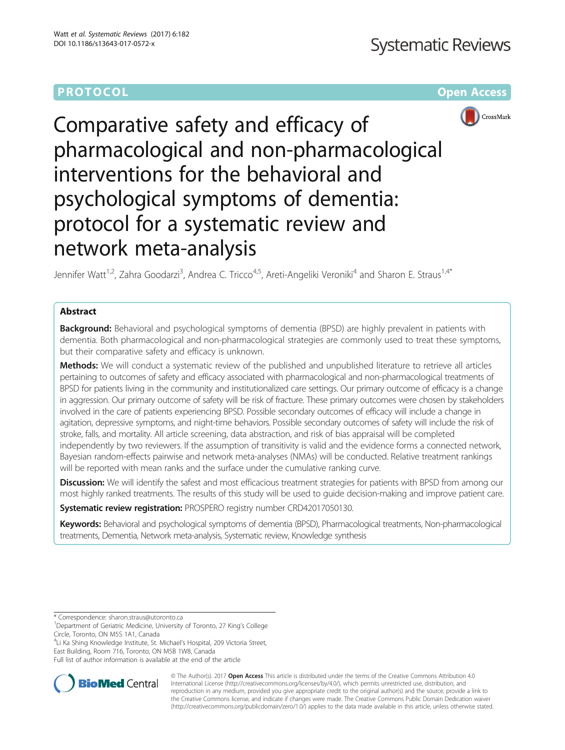PROTOCOL **Open Access**

# Comparative safety and efficacy of pharmacological and non-pharmacological interventions for the behavioral and psychological symptoms of dementia: protocol for a systematic review and network meta-analysis

Jennifer Watt[1,2], Zahra Goodarzi[3], Andrea C. Tricco[4,5], Areti-Angeliki Veroniki[4] and Sharon E. Straus[1,4*]

## Abstract

**Background:** Behavioral and psychological symptoms of dementia (BPSD) are highly prevalent in patients with dementia. Both pharmacological and non-pharmacological strategies are commonly used to treat these symptoms, but their comparative safety and efficacy is unknown.

**Methods:** We will conduct a systematic review of the published and unpublished literature to retrieve all articles pertaining to outcomes of safety and efficacy associated with pharmacological and non-pharmacological treatments of BPSD for patients living in the community and institutionalized care settings. Our primary outcome of efficacy is a change in aggression. Our primary outcome of safety will be risk of fracture. These primary outcomes were chosen by stakeholders involved in the care of patients experiencing BPSD. Possible secondary outcomes of efficacy will include a change in agitation, depressive symptoms, and night-time behaviors. Possible secondary outcomes of safety will include the risk of stroke, falls, and mortality. All article screening, data abstraction, and risk of bias appraisal will be completed independently by two reviewers. If the assumption of transitivity is valid and the evidence forms a connected network, Bayesian random-effects pairwise and network meta-analyses (NMAs) will be conducted. Relative treatment rankings will be reported with mean ranks and the surface under the cumulative ranking curve.

**Discussion:** We will identify the safest and most efficacious treatment strategies for patients with BPSD from among our most highly ranked treatments. The results of this study will be used to guide decision-making and improve patient care.

**Systematic review registration:** PROSPERO registry number CRD42017050130.

**Keywords:** Behavioral and psychological symptoms of dementia (BPSD), Pharmacological treatments, Non-pharmacological treatments, Dementia, Network meta-analysis, Systematic review, Knowledge synthesis

\* Correspondence: sharon.straus@utoronto.ca
[1]Department of Geriatric Medicine, University of Toronto, 27 King's College Circle, Toronto, ON M5S 1A1, Canada
[4]Li Ka Shing Knowledge Institute, St. Michael's Hospital, 209 Victoria Street, East Building, Room 716, Toronto, ON M5B 1W8, Canada
Full list of author information is available at the end of the article

© The Author(s). 2017 **Open Access** This article is distributed under the terms of the Creative Commons Attribution 4.0 International License (http://creativecommons.org/licenses/by/4.0/), which permits unrestricted use, distribution, and reproduction in any medium, provided you give appropriate credit to the original author(s) and the source, provide a link to the Creative Commons license, and indicate if changes were made. The Creative Commons Public Domain Dedication waiver (http://creativecommons.org/publicdomain/zero/1.0/) applies to the data made available in this article, unless otherwise stated.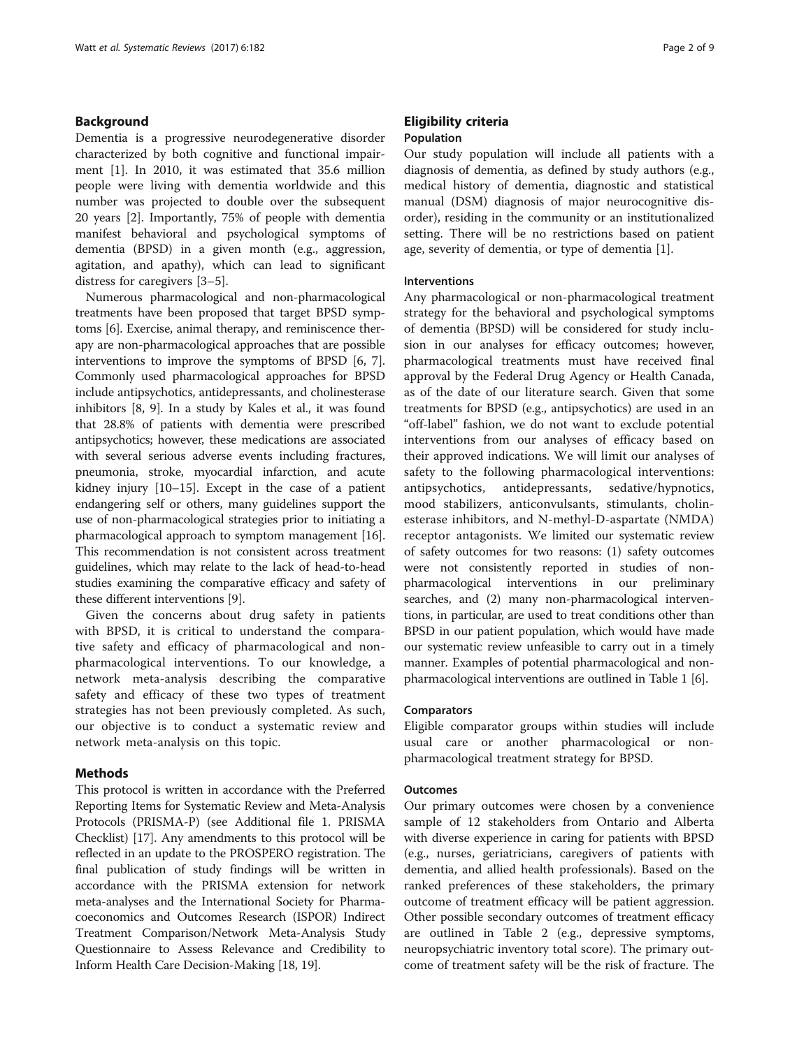## Background

Dementia is a progressive neurodegenerative disorder characterized by both cognitive and functional impairment [1]. In 2010, it was estimated that 35.6 million people were living with dementia worldwide and this number was projected to double over the subsequent 20 years [2]. Importantly, 75% of people with dementia manifest behavioral and psychological symptoms of dementia (BPSD) in a given month (e.g., aggression, agitation, and apathy), which can lead to significant distress for caregivers [3–5].

Numerous pharmacological and non-pharmacological treatments have been proposed that target BPSD symptoms [6]. Exercise, animal therapy, and reminiscence therapy are non-pharmacological approaches that are possible interventions to improve the symptoms of BPSD [6, 7]. Commonly used pharmacological approaches for BPSD include antipsychotics, antidepressants, and cholinesterase inhibitors [8, 9]. In a study by Kales et al., it was found that 28.8% of patients with dementia were prescribed antipsychotics; however, these medications are associated with several serious adverse events including fractures, pneumonia, stroke, myocardial infarction, and acute kidney injury [10–15]. Except in the case of a patient endangering self or others, many guidelines support the use of non-pharmacological strategies prior to initiating a pharmacological approach to symptom management [16]. This recommendation is not consistent across treatment guidelines, which may relate to the lack of head-to-head studies examining the comparative efficacy and safety of these different interventions [9].

Given the concerns about drug safety in patients with BPSD, it is critical to understand the comparative safety and efficacy of pharmacological and non-pharmacological interventions. To our knowledge, a network meta-analysis describing the comparative safety and efficacy of these two types of treatment strategies has not been previously completed. As such, our objective is to conduct a systematic review and network meta-analysis on this topic.

## Methods

This protocol is written in accordance with the Preferred Reporting Items for Systematic Review and Meta-Analysis Protocols (PRISMA-P) (see Additional file 1. PRISMA Checklist) [17]. Any amendments to this protocol will be reflected in an update to the PROSPERO registration. The final publication of study findings will be written in accordance with the PRISMA extension for network meta-analyses and the International Society for Pharmacoeconomics and Outcomes Research (ISPOR) Indirect Treatment Comparison/Network Meta-Analysis Study Questionnaire to Assess Relevance and Credibility to Inform Health Care Decision-Making [18, 19].

## Eligibility criteria

### Population

Our study population will include all patients with a diagnosis of dementia, as defined by study authors (e.g., medical history of dementia, diagnostic and statistical manual (DSM) diagnosis of major neurocognitive disorder), residing in the community or an institutionalized setting. There will be no restrictions based on patient age, severity of dementia, or type of dementia [1].

### Interventions

Any pharmacological or non-pharmacological treatment strategy for the behavioral and psychological symptoms of dementia (BPSD) will be considered for study inclusion in our analyses for efficacy outcomes; however, pharmacological treatments must have received final approval by the Federal Drug Agency or Health Canada, as of the date of our literature search. Given that some treatments for BPSD (e.g., antipsychotics) are used in an "off-label" fashion, we do not want to exclude potential interventions from our analyses of efficacy based on their approved indications. We will limit our analyses of safety to the following pharmacological interventions: antipsychotics, antidepressants, sedative/hypnotics, mood stabilizers, anticonvulsants, stimulants, cholinesterase inhibitors, and N-methyl-D-aspartate (NMDA) receptor antagonists. We limited our systematic review of safety outcomes for two reasons: (1) safety outcomes were not consistently reported in studies of non-pharmacological interventions in our preliminary searches, and (2) many non-pharmacological interventions, in particular, are used to treat conditions other than BPSD in our patient population, which would have made our systematic review unfeasible to carry out in a timely manner. Examples of potential pharmacological and non-pharmacological interventions are outlined in Table 1 [6].

### Comparators

Eligible comparator groups within studies will include usual care or another pharmacological or non-pharmacological treatment strategy for BPSD.

### Outcomes

Our primary outcomes were chosen by a convenience sample of 12 stakeholders from Ontario and Alberta with diverse experience in caring for patients with BPSD (e.g., nurses, geriatricians, caregivers of patients with dementia, and allied health professionals). Based on the ranked preferences of these stakeholders, the primary outcome of treatment efficacy will be patient aggression. Other possible secondary outcomes of treatment efficacy are outlined in Table 2 (e.g., depressive symptoms, neuropsychiatric inventory total score). The primary outcome of treatment safety will be the risk of fracture. The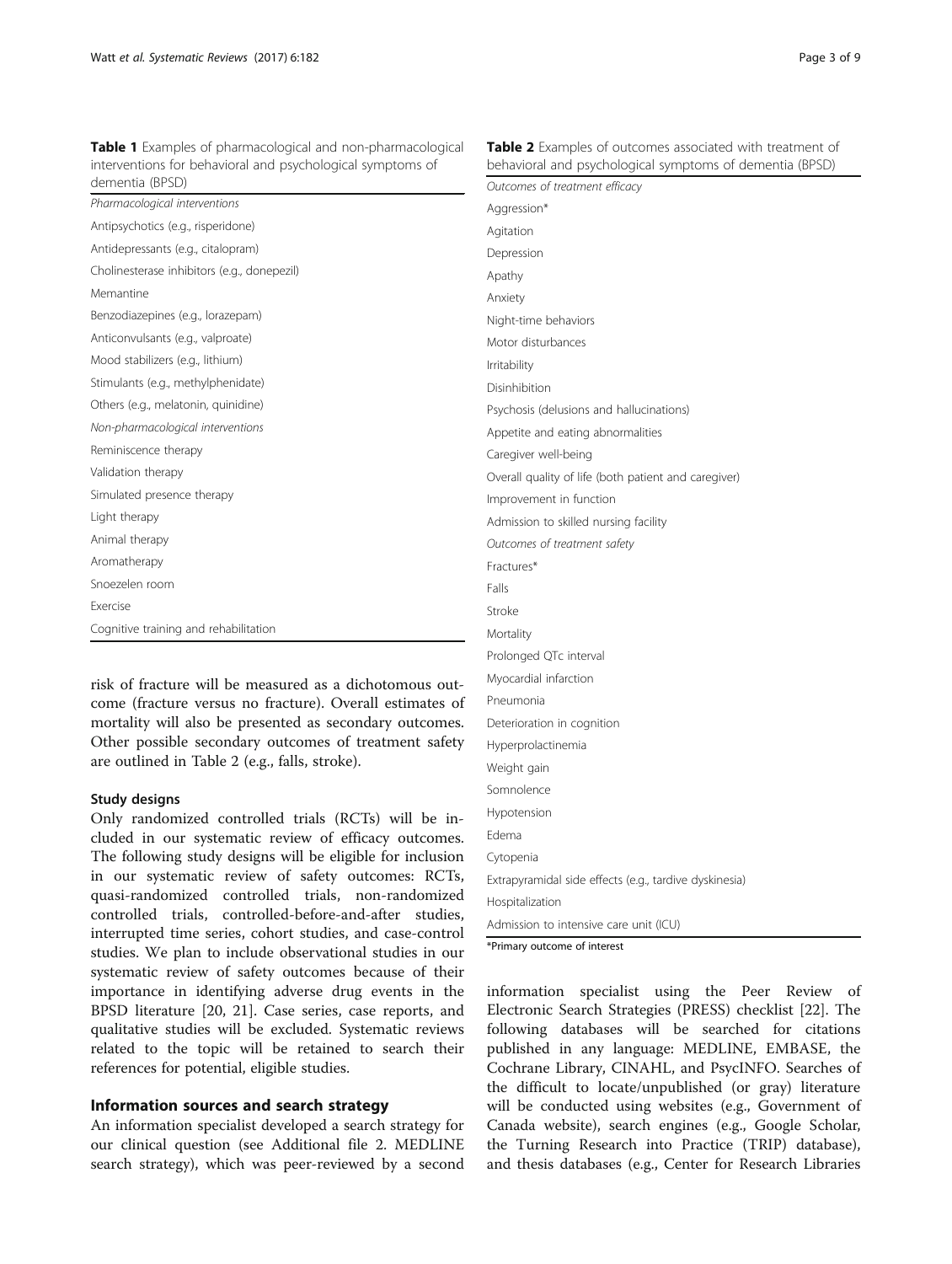**Table 1** Examples of pharmacological and non-pharmacological interventions for behavioral and psychological symptoms of dementia (BPSD)

| *Pharmacological interventions* |
|---|
| Antipsychotics (e.g., risperidone) |
| Antidepressants (e.g., citalopram) |
| Cholinesterase inhibitors (e.g., donepezil) |
| Memantine |
| Benzodiazepines (e.g., lorazepam) |
| Anticonvulsants (e.g., valproate) |
| Mood stabilizers (e.g., lithium) |
| Stimulants (e.g., methylphenidate) |
| Others (e.g., melatonin, quinidine) |
| *Non-pharmacological interventions* |
| Reminiscence therapy |
| Validation therapy |
| Simulated presence therapy |
| Light therapy |
| Animal therapy |
| Aromatherapy |
| Snoezelen room |
| Exercise |
| Cognitive training and rehabilitation |

risk of fracture will be measured as a dichotomous outcome (fracture versus no fracture). Overall estimates of mortality will also be presented as secondary outcomes. Other possible secondary outcomes of treatment safety are outlined in Table 2 (e.g., falls, stroke).

### Study designs

Only randomized controlled trials (RCTs) will be included in our systematic review of efficacy outcomes. The following study designs will be eligible for inclusion in our systematic review of safety outcomes: RCTs, quasi-randomized controlled trials, non-randomized controlled trials, controlled-before-and-after studies, interrupted time series, cohort studies, and case-control studies. We plan to include observational studies in our systematic review of safety outcomes because of their importance in identifying adverse drug events in the BPSD literature [20, 21]. Case series, case reports, and qualitative studies will be excluded. Systematic reviews related to the topic will be retained to search their references for potential, eligible studies.

## Information sources and search strategy

An information specialist developed a search strategy for our clinical question (see Additional file 2. MEDLINE search strategy), which was peer-reviewed by a second information specialist using the Peer Review of Electronic Search Strategies (PRESS) checklist [22]. The following databases will be searched for citations published in any language: MEDLINE, EMBASE, the Cochrane Library, CINAHL, and PsycINFO. Searches of the difficult to locate/unpublished (or gray) literature will be conducted using websites (e.g., Government of Canada website), search engines (e.g., Google Scholar, the Turning Research into Practice (TRIP) database), and thesis databases (e.g., Center for Research Libraries

**Table 2** Examples of outcomes associated with treatment of behavioral and psychological symptoms of dementia (BPSD)

| *Outcomes of treatment efficacy* |
|---|
| Aggression* |
| Agitation |
| Depression |
| Apathy |
| Anxiety |
| Night-time behaviors |
| Motor disturbances |
| Irritability |
| Disinhibition |
| Psychosis (delusions and hallucinations) |
| Appetite and eating abnormalities |
| Caregiver well-being |
| Overall quality of life (both patient and caregiver) |
| Improvement in function |
| Admission to skilled nursing facility |
| *Outcomes of treatment safety* |
| Fractures* |
| Falls |
| Stroke |
| Mortality |
| Prolonged QTc interval |
| Myocardial infarction |
| Pneumonia |
| Deterioration in cognition |
| Hyperprolactinemia |
| Weight gain |
| Somnolence |
| Hypotension |
| Edema |
| Cytopenia |
| Extrapyramidal side effects (e.g., tardive dyskinesia) |
| Hospitalization |
| Admission to intensive care unit (ICU) |

*Primary outcome of interest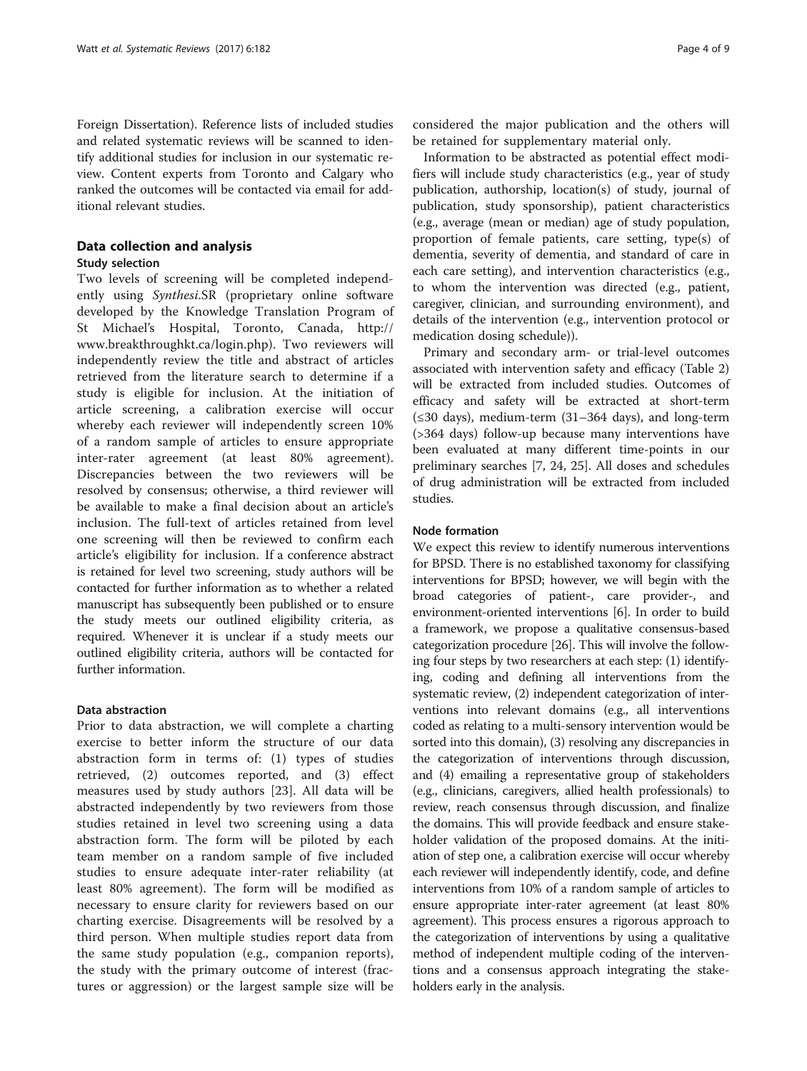Foreign Dissertation). Reference lists of included studies and related systematic reviews will be scanned to identify additional studies for inclusion in our systematic review. Content experts from Toronto and Calgary who ranked the outcomes will be contacted via email for additional relevant studies.

## Data collection and analysis

### Study selection

Two levels of screening will be completed independently using *Synthesi*.SR (proprietary online software developed by the Knowledge Translation Program of St Michael's Hospital, Toronto, Canada, http://www.breakthroughkt.ca/login.php). Two reviewers will independently review the title and abstract of articles retrieved from the literature search to determine if a study is eligible for inclusion. At the initiation of article screening, a calibration exercise will occur whereby each reviewer will independently screen 10% of a random sample of articles to ensure appropriate inter-rater agreement (at least 80% agreement). Discrepancies between the two reviewers will be resolved by consensus; otherwise, a third reviewer will be available to make a final decision about an article's inclusion. The full-text of articles retained from level one screening will then be reviewed to confirm each article's eligibility for inclusion. If a conference abstract is retained for level two screening, study authors will be contacted for further information as to whether a related manuscript has subsequently been published or to ensure the study meets our outlined eligibility criteria, as required. Whenever it is unclear if a study meets our outlined eligibility criteria, authors will be contacted for further information.

### Data abstraction

Prior to data abstraction, we will complete a charting exercise to better inform the structure of our data abstraction form in terms of: (1) types of studies retrieved, (2) outcomes reported, and (3) effect measures used by study authors [23]. All data will be abstracted independently by two reviewers from those studies retained in level two screening using a data abstraction form. The form will be piloted by each team member on a random sample of five included studies to ensure adequate inter-rater reliability (at least 80% agreement). The form will be modified as necessary to ensure clarity for reviewers based on our charting exercise. Disagreements will be resolved by a third person. When multiple studies report data from the same study population (e.g., companion reports), the study with the primary outcome of interest (fractures or aggression) or the largest sample size will be considered the major publication and the others will be retained for supplementary material only.

Information to be abstracted as potential effect modifiers will include study characteristics (e.g., year of study publication, authorship, location(s) of study, journal of publication, study sponsorship), patient characteristics (e.g., average (mean or median) age of study population, proportion of female patients, care setting, type(s) of dementia, severity of dementia, and standard of care in each care setting), and intervention characteristics (e.g., to whom the intervention was directed (e.g., patient, caregiver, clinician, and surrounding environment), and details of the intervention (e.g., intervention protocol or medication dosing schedule)).

Primary and secondary arm- or trial-level outcomes associated with intervention safety and efficacy (Table 2) will be extracted from included studies. Outcomes of efficacy and safety will be extracted at short-term (≤30 days), medium-term (31–364 days), and long-term (>364 days) follow-up because many interventions have been evaluated at many different time-points in our preliminary searches [7, 24, 25]. All doses and schedules of drug administration will be extracted from included studies.

### Node formation

We expect this review to identify numerous interventions for BPSD. There is no established taxonomy for classifying interventions for BPSD; however, we will begin with the broad categories of patient-, care provider-, and environment-oriented interventions [6]. In order to build a framework, we propose a qualitative consensus-based categorization procedure [26]. This will involve the following four steps by two researchers at each step: (1) identifying, coding and defining all interventions from the systematic review, (2) independent categorization of interventions into relevant domains (e.g., all interventions coded as relating to a multi-sensory intervention would be sorted into this domain), (3) resolving any discrepancies in the categorization of interventions through discussion, and (4) emailing a representative group of stakeholders (e.g., clinicians, caregivers, allied health professionals) to review, reach consensus through discussion, and finalize the domains. This will provide feedback and ensure stakeholder validation of the proposed domains. At the initiation of step one, a calibration exercise will occur whereby each reviewer will independently identify, code, and define interventions from 10% of a random sample of articles to ensure appropriate inter-rater agreement (at least 80% agreement). This process ensures a rigorous approach to the categorization of interventions by using a qualitative method of independent multiple coding of the interventions and a consensus approach integrating the stakeholders early in the analysis.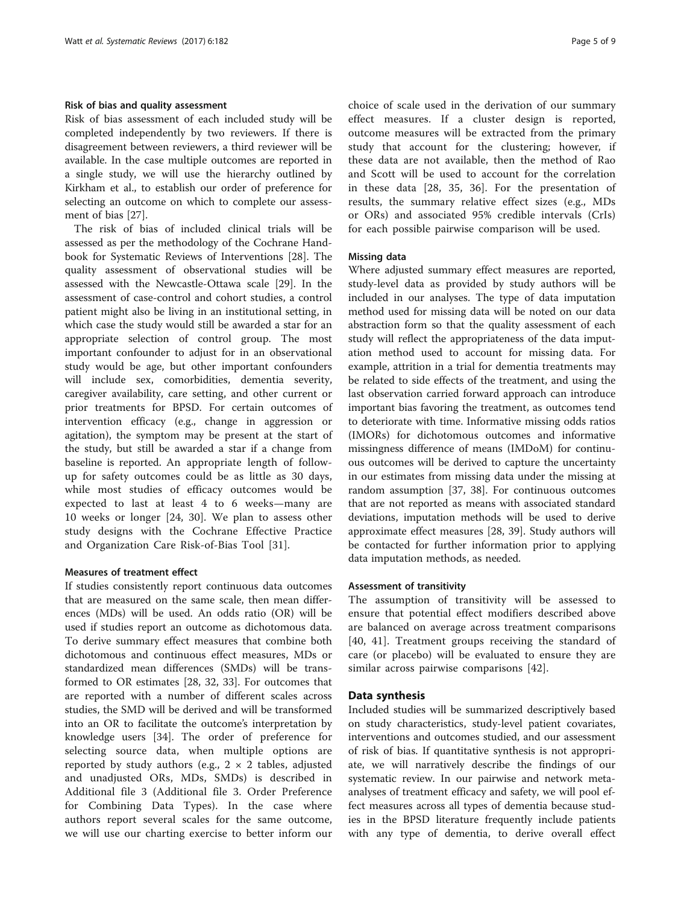#### Risk of bias and quality assessment

Risk of bias assessment of each included study will be completed independently by two reviewers. If there is disagreement between reviewers, a third reviewer will be available. In the case multiple outcomes are reported in a single study, we will use the hierarchy outlined by Kirkham et al., to establish our order of preference for selecting an outcome on which to complete our assessment of bias [27].

The risk of bias of included clinical trials will be assessed as per the methodology of the Cochrane Handbook for Systematic Reviews of Interventions [28]. The quality assessment of observational studies will be assessed with the Newcastle-Ottawa scale [29]. In the assessment of case-control and cohort studies, a control patient might also be living in an institutional setting, in which case the study would still be awarded a star for an appropriate selection of control group. The most important confounder to adjust for in an observational study would be age, but other important confounders will include sex, comorbidities, dementia severity, caregiver availability, care setting, and other current or prior treatments for BPSD. For certain outcomes of intervention efficacy (e.g., change in aggression or agitation), the symptom may be present at the start of the study, but still be awarded a star if a change from baseline is reported. An appropriate length of follow-up for safety outcomes could be as little as 30 days, while most studies of efficacy outcomes would be expected to last at least 4 to 6 weeks—many are 10 weeks or longer [24, 30]. We plan to assess other study designs with the Cochrane Effective Practice and Organization Care Risk-of-Bias Tool [31].

#### Measures of treatment effect

If studies consistently report continuous data outcomes that are measured on the same scale, then mean differences (MDs) will be used. An odds ratio (OR) will be used if studies report an outcome as dichotomous data. To derive summary effect measures that combine both dichotomous and continuous effect measures, MDs or standardized mean differences (SMDs) will be transformed to OR estimates [28, 32, 33]. For outcomes that are reported with a number of different scales across studies, the SMD will be derived and will be transformed into an OR to facilitate the outcome's interpretation by knowledge users [34]. The order of preference for selecting source data, when multiple options are reported by study authors (e.g., $2 \times 2$ tables, adjusted and unadjusted ORs, MDs, SMDs) is described in Additional file 3 (Additional file 3. Order Preference for Combining Data Types). In the case where authors report several scales for the same outcome, we will use our charting exercise to better inform our choice of scale used in the derivation of our summary effect measures. If a cluster design is reported, outcome measures will be extracted from the primary study that account for the clustering; however, if these data are not available, then the method of Rao and Scott will be used to account for the correlation in these data [28, 35, 36]. For the presentation of results, the summary relative effect sizes (e.g., MDs or ORs) and associated 95% credible intervals (CrIs) for each possible pairwise comparison will be used.

#### Missing data

Where adjusted summary effect measures are reported, study-level data as provided by study authors will be included in our analyses. The type of data imputation method used for missing data will be noted on our data abstraction form so that the quality assessment of each study will reflect the appropriateness of the data imputation method used to account for missing data. For example, attrition in a trial for dementia treatments may be related to side effects of the treatment, and using the last observation carried forward approach can introduce important bias favoring the treatment, as outcomes tend to deteriorate with time. Informative missing odds ratios (IMORs) for dichotomous outcomes and informative missingness difference of means (IMDoM) for continuous outcomes will be derived to capture the uncertainty in our estimates from missing data under the missing at random assumption [37, 38]. For continuous outcomes that are not reported as means with associated standard deviations, imputation methods will be used to derive approximate effect measures [28, 39]. Study authors will be contacted for further information prior to applying data imputation methods, as needed.

#### Assessment of transitivity

The assumption of transitivity will be assessed to ensure that potential effect modifiers described above are balanced on average across treatment comparisons [40, 41]. Treatment groups receiving the standard of care (or placebo) will be evaluated to ensure they are similar across pairwise comparisons [42].

### Data synthesis

Included studies will be summarized descriptively based on study characteristics, study-level patient covariates, interventions and outcomes studied, and our assessment of risk of bias. If quantitative synthesis is not appropriate, we will narratively describe the findings of our systematic review. In our pairwise and network meta-analyses of treatment efficacy and safety, we will pool effect measures across all types of dementia because studies in the BPSD literature frequently include patients with any type of dementia, to derive overall effect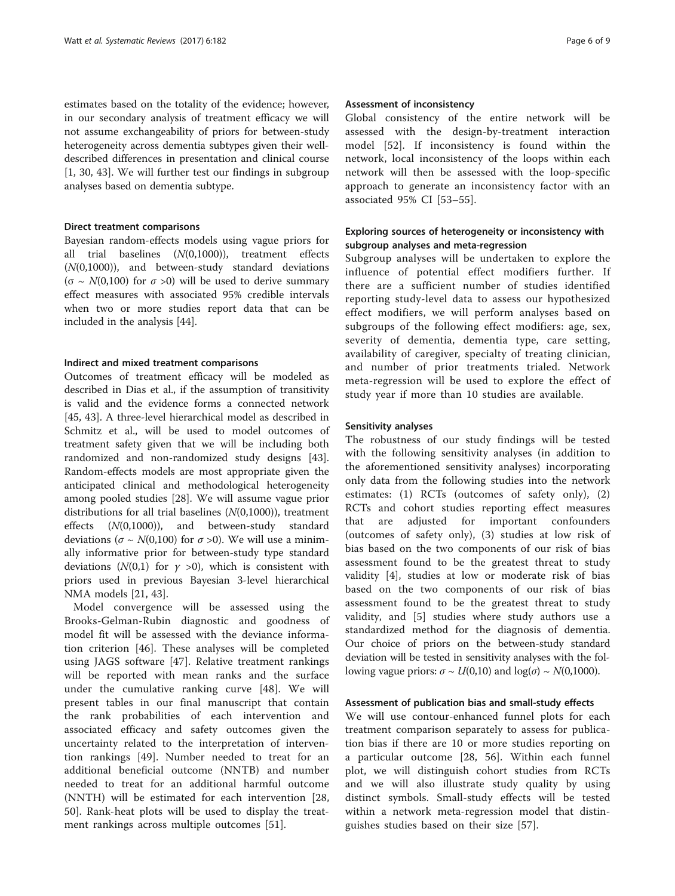estimates based on the totality of the evidence; however, in our secondary analysis of treatment efficacy we will not assume exchangeability of priors for between-study heterogeneity across dementia subtypes given their well-described differences in presentation and clinical course [1, 30, 43]. We will further test our findings in subgroup analyses based on dementia subtype.

#### Direct treatment comparisons

Bayesian random-effects models using vague priors for all trial baselines ($N(0,1000)$), treatment effects ($N(0,1000)$), and between-study standard deviations ($\sigma \sim N(0,100)$ for $\sigma > 0$) will be used to derive summary effect measures with associated 95% credible intervals when two or more studies report data that can be included in the analysis [44].

#### Indirect and mixed treatment comparisons

Outcomes of treatment efficacy will be modeled as described in Dias et al., if the assumption of transitivity is valid and the evidence forms a connected network [45, 43]. A three-level hierarchical model as described in Schmitz et al., will be used to model outcomes of treatment safety given that we will be including both randomized and non-randomized study designs [43]. Random-effects models are most appropriate given the anticipated clinical and methodological heterogeneity among pooled studies [28]. We will assume vague prior distributions for all trial baselines ($N(0,1000)$), treatment effects ($N(0,1000)$), and between-study standard deviations ($\sigma \sim N(0,100)$ for $\sigma > 0$). We will use a minimally informative prior for between-study type standard deviations ($N(0,1)$ for $\gamma > 0$), which is consistent with priors used in previous Bayesian 3-level hierarchical NMA models [21, 43].

Model convergence will be assessed using the Brooks-Gelman-Rubin diagnostic and goodness of model fit will be assessed with the deviance information criterion [46]. These analyses will be completed using JAGS software [47]. Relative treatment rankings will be reported with mean ranks and the surface under the cumulative ranking curve [48]. We will present tables in our final manuscript that contain the rank probabilities of each intervention and associated efficacy and safety outcomes given the uncertainty related to the interpretation of intervention rankings [49]. Number needed to treat for an additional beneficial outcome (NNTB) and number needed to treat for an additional harmful outcome (NNTH) will be estimated for each intervention [28, 50]. Rank-heat plots will be used to display the treatment rankings across multiple outcomes [51].

#### Assessment of inconsistency

Global consistency of the entire network will be assessed with the design-by-treatment interaction model [52]. If inconsistency is found within the network, local inconsistency of the loops within each network will then be assessed with the loop-specific approach to generate an inconsistency factor with an associated 95% CI [53–55].

#### Exploring sources of heterogeneity or inconsistency with subgroup analyses and meta-regression

Subgroup analyses will be undertaken to explore the influence of potential effect modifiers further. If there are a sufficient number of studies identified reporting study-level data to assess our hypothesized effect modifiers, we will perform analyses based on subgroups of the following effect modifiers: age, sex, severity of dementia, dementia type, care setting, availability of caregiver, specialty of treating clinician, and number of prior treatments trialed. Network meta-regression will be used to explore the effect of study year if more than 10 studies are available.

#### Sensitivity analyses

The robustness of our study findings will be tested with the following sensitivity analyses (in addition to the aforementioned sensitivity analyses) incorporating only data from the following studies into the network estimates: (1) RCTs (outcomes of safety only), (2) RCTs and cohort studies reporting effect measures that are adjusted for important confounders (outcomes of safety only), (3) studies at low risk of bias based on the two components of our risk of bias assessment found to be the greatest threat to study validity [4], studies at low or moderate risk of bias based on the two components of our risk of bias assessment found to be the greatest threat to study validity, and [5] studies where study authors use a standardized method for the diagnosis of dementia. Our choice of priors on the between-study standard deviation will be tested in sensitivity analyses with the following vague priors: $\sigma \sim U(0,10)$ and $\log(\sigma) \sim N(0,1000)$.

#### Assessment of publication bias and small-study effects

We will use contour-enhanced funnel plots for each treatment comparison separately to assess for publication bias if there are 10 or more studies reporting on a particular outcome [28, 56]. Within each funnel plot, we will distinguish cohort studies from RCTs and we will also illustrate study quality by using distinct symbols. Small-study effects will be tested within a network meta-regression model that distinguishes studies based on their size [57].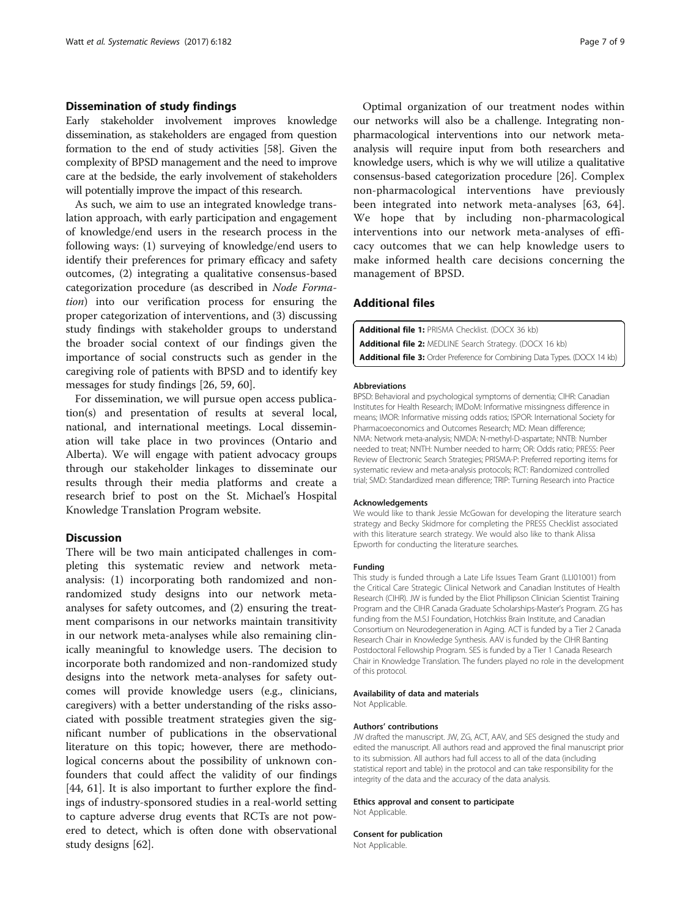## Dissemination of study findings

Early stakeholder involvement improves knowledge dissemination, as stakeholders are engaged from question formation to the end of study activities [58]. Given the complexity of BPSD management and the need to improve care at the bedside, the early involvement of stakeholders will potentially improve the impact of this research.

As such, we aim to use an integrated knowledge translation approach, with early participation and engagement of knowledge/end users in the research process in the following ways: (1) surveying of knowledge/end users to identify their preferences for primary efficacy and safety outcomes, (2) integrating a qualitative consensus-based categorization procedure (as described in *Node Formation*) into our verification process for ensuring the proper categorization of interventions, and (3) discussing study findings with stakeholder groups to understand the broader social context of our findings given the importance of social constructs such as gender in the caregiving role of patients with BPSD and to identify key messages for study findings [26, 59, 60].

For dissemination, we will pursue open access publication(s) and presentation of results at several local, national, and international meetings. Local dissemination will take place in two provinces (Ontario and Alberta). We will engage with patient advocacy groups through our stakeholder linkages to disseminate our results through their media platforms and create a research brief to post on the St. Michael's Hospital Knowledge Translation Program website.

## Discussion

There will be two main anticipated challenges in completing this systematic review and network meta-analysis: (1) incorporating both randomized and non-randomized study designs into our network meta-analyses for safety outcomes, and (2) ensuring the treatment comparisons in our networks maintain transitivity in our network meta-analyses while also remaining clinically meaningful to knowledge users. The decision to incorporate both randomized and non-randomized study designs into the network meta-analyses for safety outcomes will provide knowledge users (e.g., clinicians, caregivers) with a better understanding of the risks associated with possible treatment strategies given the significant number of publications in the observational literature on this topic; however, there are methodological concerns about the possibility of unknown confounders that could affect the validity of our findings [44, 61]. It is also important to further explore the findings of industry-sponsored studies in a real-world setting to capture adverse drug events that RCTs are not powered to detect, which is often done with observational study designs [62].

Optimal organization of our treatment nodes within our networks will also be a challenge. Integrating non-pharmacological interventions into our network meta-analysis will require input from both researchers and knowledge users, which is why we will utilize a qualitative consensus-based categorization procedure [26]. Complex non-pharmacological interventions have previously been integrated into network meta-analyses [63, 64]. We hope that by including non-pharmacological interventions into our network meta-analyses of efficacy outcomes that we can help knowledge users to make informed health care decisions concerning the management of BPSD.

## Additional files

**Additional file 1:** PRISMA Checklist. (DOCX 36 kb)
**Additional file 2:** MEDLINE Search Strategy. (DOCX 16 kb)
**Additional file 3:** Order Preference for Combining Data Types. (DOCX 14 kb)

#### Abbreviations

BPSD: Behavioral and psychological symptoms of dementia; CIHR: Canadian Institutes for Health Research; IMDoM: Informative missingness difference in means; IMOR: Informative missing odds ratios; ISPOR: International Society for Pharmacoeconomics and Outcomes Research; MD: Mean difference; NMA: Network meta-analysis; NMDA: N-methyl-D-aspartate; NNTB: Number needed to treat; NNTH: Number needed to harm; OR: Odds ratio; PRESS: Peer Review of Electronic Search Strategies; PRISMA-P: Preferred reporting items for systematic review and meta-analysis protocols; RCT: Randomized controlled trial; SMD: Standardized mean difference; TRIP: Turning Research into Practice

#### Acknowledgements

We would like to thank Jessie McGowan for developing the literature search strategy and Becky Skidmore for completing the PRESS Checklist associated with this literature search strategy. We would also like to thank Alissa Epworth for conducting the literature searches.

#### Funding

This study is funded through a Late Life Issues Team Grant (LLI01001) from the Critical Care Strategic Clinical Network and Canadian Institutes of Health Research (CIHR). JW is funded by the Eliot Phillipson Clinician Scientist Training Program and the CIHR Canada Graduate Scholarships-Master's Program. ZG has funding from the M.S.I Foundation, Hotchkiss Brain Institute, and Canadian Consortium on Neurodegeneration in Aging. ACT is funded by a Tier 2 Canada Research Chair in Knowledge Synthesis. AAV is funded by the CIHR Banting Postdoctoral Fellowship Program. SES is funded by a Tier 1 Canada Research Chair in Knowledge Translation. The funders played no role in the development of this protocol.

#### Availability of data and materials

Not Applicable.

#### Authors' contributions

JW drafted the manuscript. JW, ZG, ACT, AAV, and SES designed the study and edited the manuscript. All authors read and approved the final manuscript prior to its submission. All authors had full access to all of the data (including statistical report and table) in the protocol and can take responsibility for the integrity of the data and the accuracy of the data analysis.

#### Ethics approval and consent to participate

Not Applicable.

#### Consent for publication

Not Applicable.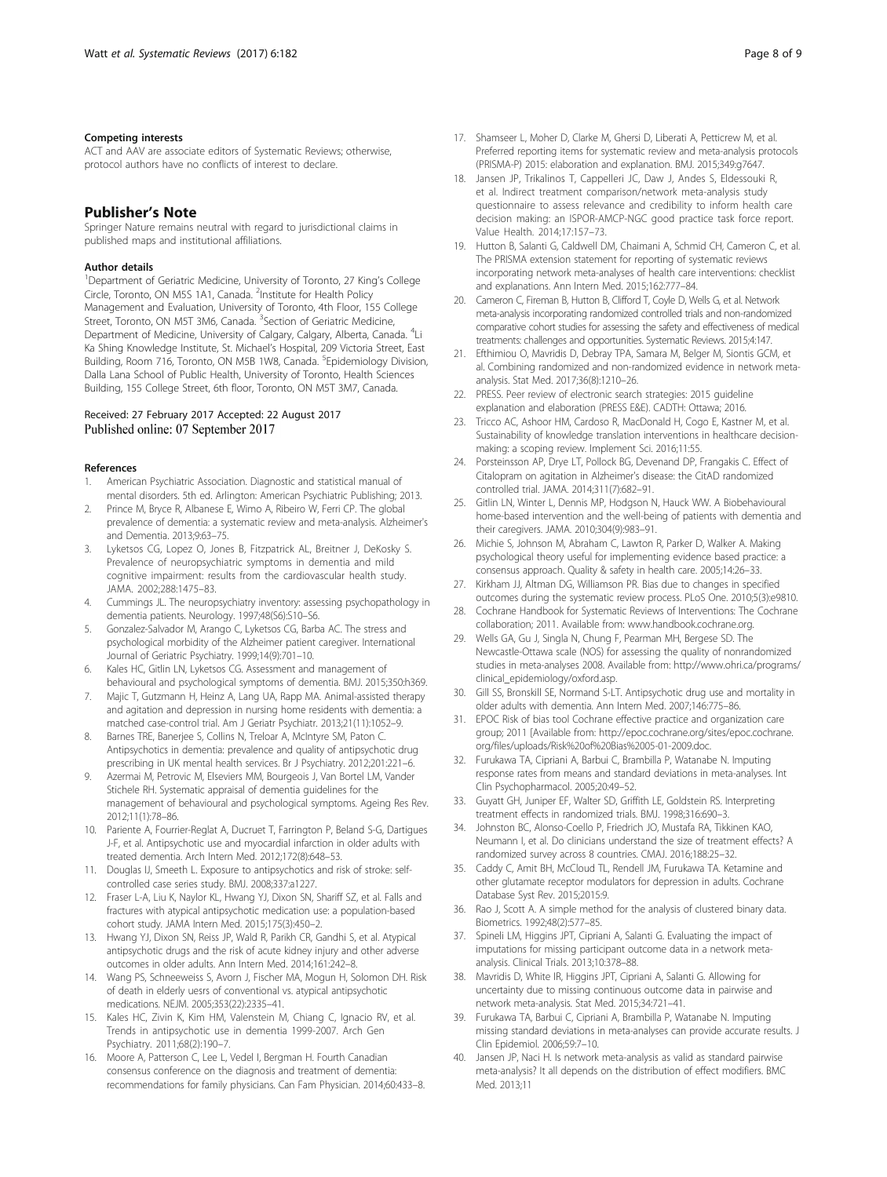### Competing interests

ACT and AAV are associate editors of Systematic Reviews; otherwise, protocol authors have no conflicts of interest to declare.

## Publisher's Note

Springer Nature remains neutral with regard to jurisdictional claims in published maps and institutional affiliations.

### Author details

[1]Department of Geriatric Medicine, University of Toronto, 27 King's College Circle, Toronto, ON M5S 1A1, Canada. [2]Institute for Health Policy Management and Evaluation, University of Toronto, 4th Floor, 155 College Street, Toronto, ON M5T 3M6, Canada. [3]Section of Geriatric Medicine, Department of Medicine, University of Calgary, Calgary, Alberta, Canada. [4]Li Ka Shing Knowledge Institute, St. Michael's Hospital, 209 Victoria Street, East Building, Room 716, Toronto, ON M5B 1W8, Canada. [5]Epidemiology Division, Dalla Lana School of Public Health, University of Toronto, Health Sciences Building, 155 College Street, 6th floor, Toronto, ON M5T 3M7, Canada.

Received: 27 February 2017 Accepted: 22 August 2017
Published online: 07 September 2017

### References

1. American Psychiatric Association. Diagnostic and statistical manual of mental disorders. 5th ed. Arlington: American Psychiatric Publishing; 2013.
2. Prince M, Bryce R, Albanese E, Wimo A, Ribeiro W, Ferri CP. The global prevalence of dementia: a systematic review and meta-analysis. Alzheimer's and Dementia. 2013;9:63–75.
3. Lyketsos CG, Lopez O, Jones B, Fitzpatrick AL, Breitner J, DeKosky S. Prevalence of neuropsychiatric symptoms in dementia and mild cognitive impairment: results from the cardiovascular health study. JAMA. 2002;288:1475–83.
4. Cummings JL. The neuropsychiatry inventory: assessing psychopathology in dementia patients. Neurology. 1997;48(S6):S10–S6.
5. Gonzalez-Salvador M, Arango C, Lyketsos CG, Barba AC. The stress and psychological morbidity of the Alzheimer patient caregiver. International Journal of Geriatric Psychiatry. 1999;14(9):701–10.
6. Kales HC, Gitlin LN, Lyketsos CG. Assessment and management of behavioural and psychological symptoms of dementia. BMJ. 2015;350:h369.
7. Majic T, Gutzmann H, Heinz A, Lang UA, Rapp MA. Animal-assisted therapy and agitation and depression in nursing home residents with dementia: a matched case-control trial. Am J Geriatr Psychiatr. 2013;21(11):1052–9.
8. Barnes TRE, Banerjee S, Collins N, Treloar A, McIntyre SM, Paton C. Antipsychotics in dementia: prevalence and quality of antipsychotic drug prescribing in UK mental health services. Br J Psychiatry. 2012;201:221–6.
9. Azermai M, Petrovic M, Elseviers MM, Bourgeois J, Van Bortel LM, Vander Stichele RH. Systematic appraisal of dementia guidelines for the management of behavioural and psychological symptoms. Ageing Res Rev. 2012;11(1):78–86.
10. Pariente A, Fourrier-Reglat A, Ducruet T, Farrington P, Beland S-G, Dartigues J-F, et al. Antipsychotic use and myocardial infarction in older adults with treated dementia. Arch Intern Med. 2012;172(8):648–53.
11. Douglas IJ, Smeeth L. Exposure to antipsychotics and risk of stroke: self-controlled case series study. BMJ. 2008;337:a1227.
12. Fraser L-A, Liu K, Naylor KL, Hwang YJ, Dixon SN, Shariff SZ, et al. Falls and fractures with atypical antipsychotic medication use: a population-based cohort study. JAMA Intern Med. 2015;175(3):450–2.
13. Hwang YJ, Dixon SN, Reiss JP, Wald R, Parikh CR, Gandhi S, et al. Atypical antipsychotic drugs and the risk of acute kidney injury and other adverse outcomes in older adults. Ann Intern Med. 2014;161:242–8.
14. Wang PS, Schneeweiss S, Avorn J, Fischer MA, Mogun H, Solomon DH. Risk of death in elderly uesrs of conventional vs. atypical antipsychotic medications. NEJM. 2005;353(22):2335–41.
15. Kales HC, Zivin K, Kim HM, Valenstein M, Chiang C, Ignacio RV, et al. Trends in antipsychotic use in dementia 1999-2007. Arch Gen Psychiatry. 2011;68(2):190–7.
16. Moore A, Patterson C, Lee L, Vedel I, Bergman H. Fourth Canadian consensus conference on the diagnosis and treatment of dementia: recommendations for family physicians. Can Fam Physician. 2014;60:433–8.
17. Shamseer L, Moher D, Clarke M, Ghersi D, Liberati A, Petticrew M, et al. Preferred reporting items for systematic review and meta-analysis protocols (PRISMA-P) 2015: elaboration and explanation. BMJ. 2015;349:g7647.
18. Jansen JP, Trikalinos T, Cappelleri JC, Daw J, Andes S, Eldessouki R, et al. Indirect treatment comparison/network meta-analysis study questionnaire to assess relevance and credibility to inform health care decision making: an ISPOR-AMCP-NGC good practice task force report. Value Health. 2014;17:157–73.
19. Hutton B, Salanti G, Caldwell DM, Chaimani A, Schmid CH, Cameron C, et al. The PRISMA extension statement for reporting of systematic reviews incorporating network meta-analyses of health care interventions: checklist and explanations. Ann Intern Med. 2015;162:777–84.
20. Cameron C, Fireman B, Hutton B, Clifford T, Coyle D, Wells G, et al. Network meta-analysis incorporating randomized controlled trials and non-randomized comparative cohort studies for assessing the safety and effectiveness of medical treatments: challenges and opportunities. Systematic Reviews. 2015;4:147.
21. Efthimiou O, Mavridis D, Debray TPA, Samara M, Belger M, Siontis GCM, et al. Combining randomized and non-randomized evidence in network meta-analysis. Stat Med. 2017;36(8):1210–26.
22. PRESS. Peer review of electronic search strategies: 2015 guideline explanation and elaboration (PRESS E&E). CADTH: Ottawa; 2016.
23. Tricco AC, Ashoor HM, Cardoso R, MacDonald H, Cogo E, Kastner M, et al. Sustainability of knowledge translation interventions in healthcare decision-making: a scoping review. Implement Sci. 2016;11:55.
24. Porsteinsson AP, Drye LT, Pollock BG, Devenand DP, Frangakis C. Effect of Citalopram on agitation in Alzheimer's disease: the CitAD randomized controlled trial. JAMA. 2014;311(7):682–91.
25. Gitlin LN, Winter L, Dennis MP, Hodgson N, Hauck WW. A Biobehavioural home-based intervention and the well-being of patients with dementia and their caregivers. JAMA. 2010;304(9):983–91.
26. Michie S, Johnson M, Abraham C, Lawton R, Parker D, Walker A. Making psychological theory useful for implementing evidence based practice: a consensus approach. Quality & safety in health care. 2005;14:26–33.
27. Kirkham JJ, Altman DG, Williamson PR. Bias due to changes in specified outcomes during the systematic review process. PLoS One. 2010;5(3):e9810.
28. Cochrane Handbook for Systematic Reviews of Interventions: The Cochrane collaboration; 2011. Available from: www.handbook.cochrane.org.
29. Wells GA, Gu J, Singla N, Chung F, Pearman MH, Bergese SD. The Newcastle-Ottawa scale (NOS) for assessing the quality of nonrandomized studies in meta-analyses 2008. Available from: http://www.ohri.ca/programs/clinical_epidemiology/oxford.asp.
30. Gill SS, Bronskill SE, Normand S-LT. Antipsychotic drug use and mortality in older adults with dementia. Ann Intern Med. 2007;146:775–86.
31. EPOC Risk of bias tool Cochrane effective practice and organization care group; 2011 [Available from: http://epoc.cochrane.org/sites/epoc.cochrane.org/files/uploads/Risk%20of%20Bias%2005-01-2009.doc.
32. Furukawa TA, Cipriani A, Barbui C, Brambilla P, Watanabe N. Imputing response rates from means and standard deviations in meta-analyses. Int Clin Psychopharmacol. 2005;20:49–52.
33. Guyatt GH, Juniper EF, Walter SD, Griffith LE, Goldstein RS. Interpreting treatment effects in randomized trials. BMJ. 1998;316:690–3.
34. Johnston BC, Alonso-Coello P, Friedrich JO, Mustafa RA, Tikkinen KAO, Neumann I, et al. Do clinicians understand the size of treatment effects? A randomized survey across 8 countries. CMAJ. 2016;188:25–32.
35. Caddy C, Amit BH, McCloud TL, Rendell JM, Furukawa TA. Ketamine and other glutamate receptor modulators for depression in adults. Cochrane Database Syst Rev. 2015;2015:9.
36. Rao J, Scott A. A simple method for the analysis of clustered binary data. Biometrics. 1992;48(2):577–85.
37. Spineli LM, Higgins JPT, Cipriani A, Salanti G. Evaluating the impact of imputations for missing participant outcome data in a network meta-analysis. Clinical Trials. 2013;10:378–88.
38. Mavridis D, White IR, Higgins JPT, Cipriani A, Salanti G. Allowing for uncertainty due to missing continuous outcome data in pairwise and network meta-analysis. Stat Med. 2015;34:721–41.
39. Furukawa TA, Barbui C, Cipriani A, Brambilla P, Watanabe N. Imputing missing standard deviations in meta-analyses can provide accurate results. J Clin Epidemiol. 2006;59:7–10.
40. Jansen JP, Naci H. Is network meta-analysis as valid as standard pairwise meta-analysis? It all depends on the distribution of effect modifiers. BMC Med. 2013;11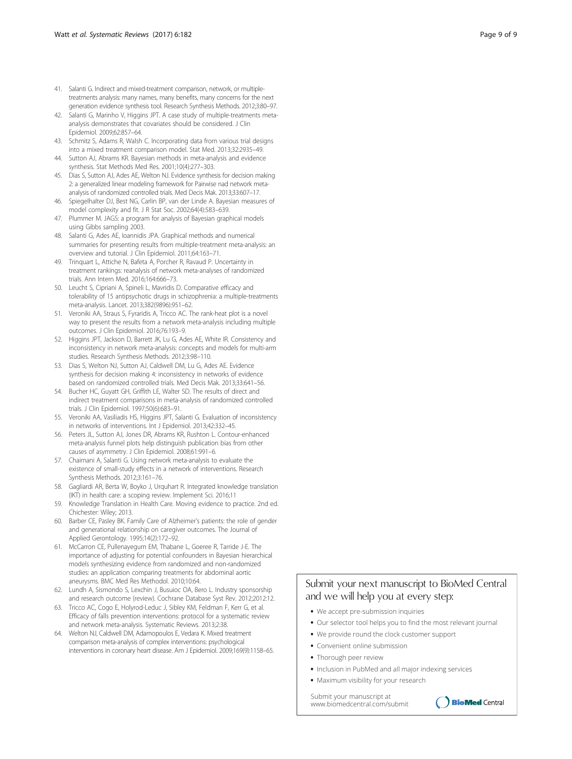41. Salanti G. Indirect and mixed-treatment comparison, network, or multiple-treatments analysis: many names, many benefits, many concerns for the next generation evidence synthesis tool. Research Synthesis Methods. 2012;3:80–97.
42. Salanti G, Marinho V, Higgins JPT. A case study of multiple-treatments meta-analysis demonstrates that covariates should be considered. J Clin Epidemiol. 2009;62:857–64.
43. Schmitz S, Adams R, Walsh C. Incorporating data from various trial designs into a mixed treatment comparison model. Stat Med. 2013;32:2935–49.
44. Sutton AJ, Abrams KR. Bayesian methods in meta-analysis and evidence synthesis. Stat Methods Med Res. 2001;10(4):277–303.
45. Dias S, Sutton AJ, Ades AE, Welton NJ. Evidence synthesis for decision making 2: a generalized linear modeling framework for Pairwise nad network meta-analysis of randomized controlled trials. Med Decis Mak. 2013;33:607–17.
46. Spiegelhalter DJ, Best NG, Carlin BP, van der Linde A. Bayesian measures of model complexity and fit. J R Stat Soc. 2002;64(4):583–639.
47. Plummer M. JAGS: a program for analysis of Bayesian graphical models using Gibbs sampling 2003.
48. Salanti G, Ades AE, Ioannidis JPA. Graphical methods and numerical summaries for presenting results from multiple-treatment meta-analysis: an overview and tutorial. J Clin Epidemiol. 2011;64:163–71.
49. Trinquart L, Attiche N, Bafeta A, Porcher R, Ravaud P. Uncertainty in treatment rankings: reanalysis of network meta-analyses of randomized trials. Ann Intern Med. 2016;164:666–73.
50. Leucht S, Cipriani A, Spineli L, Mavridis D. Comparative efficacy and tolerability of 15 antipsychotic drugs in schizophrenia: a multiple-treatments meta-analysis. Lancet. 2013;382(9896):951–62.
51. Veroniki AA, Straus S, Fyraridis A, Tricco AC. The rank-heat plot is a novel way to present the results from a network meta-analysis including multiple outcomes. J Clin Epidemiol. 2016;76:193–9.
52. Higgins JPT, Jackson D, Barrett JK, Lu G, Ades AE, White IR. Consistency and inconsistency in network meta-analysis: concepts and models for multi-arm studies. Research Synthesis Methods. 2012;3:98–110.
53. Dias S, Welton NJ, Sutton AJ, Caldwell DM, Lu G, Ades AE. Evidence synthesis for decision making 4: inconsistency in networks of evidence based on randomized controlled trials. Med Decis Mak. 2013;33:641–56.
54. Bucher HC, Guyatt GH, Griffith LE, Walter SD. The results of direct and indirect treatment comparisons in meta-analysis of randomized controlled trials. J Clin Epidemiol. 1997;50(6):683–91.
55. Veroniki AA, Vasiliadis HS, Higgins JPT, Salanti G. Evaluation of inconsistency in networks of interventions. Int J Epidemiol. 2013;42:332–45.
56. Peters JL, Sutton AJ, Jones DR, Abrams KR, Rushton L. Contour-enhanced meta-analysis funnel plots help distinguish publication bias from other causes of asymmetry. J Clin Epidemiol. 2008;61:991–6.
57. Chaimani A, Salanti G. Using network meta-analysis to evaluate the existence of small-study effects in a network of interventions. Research Synthesis Methods. 2012;3:161–76.
58. Gagliardi AR, Berta W, Boyko J, Urquhart R. Integrated knowledge translation (IKT) in health care: a scoping review. Implement Sci. 2016;11
59. Knowledge Translation in Health Care. Moving evidence to practice. 2nd ed. Chichester: Wiley; 2013.
60. Barber CE, Pasley BK. Family Care of Alzheimer's patients: the role of gender and generational relationship on caregiver outcomes. The Journal of Applied Gerontology. 1995;14(2):172–92.
61. McCarron CE, Pullenayegum EM, Thabane L, Goeree R, Tarride J-E. The importance of adjusting for potential confounders in Bayesian hierarchical models synthesizing evidence from randomized and non-randomized studies: an application comparing treatments for abdominal aortic aneurysms. BMC Med Res Methodol. 2010;10:64.
62. Lundh A, Sismondo S, Lexchin J, Busuioc OA, Bero L. Industry sponsorship and research outcome (review). Cochrane Database Syst Rev. 2012;2012:12.
63. Tricco AC, Cogo E, Holyrod-Leduc J, Sibley KM, Feldman F, Kerr G, et al. Efficacy of falls prevention interventions: protocol for a systematic review and network meta-analysis. Systematic Reviews. 2013;2:38.
64. Welton NJ, Caldwell DM, Adamopoulos E, Vedara K. Mixed treatment comparison meta-analysis of complex interventions: psychological interventions in coronary heart disease. Am J Epidemiol. 2009;169(9):1158–65.

Submit your next manuscript to BioMed Central and we will help you at every step:

- We accept pre-submission inquiries
- Our selector tool helps you to find the most relevant journal
- We provide round the clock customer support
- Convenient online submission
- Thorough peer review
- Inclusion in PubMed and all major indexing services
- Maximum visibility for your research

Submit your manuscript at www.biomedcentral.com/submit

BioMed Central